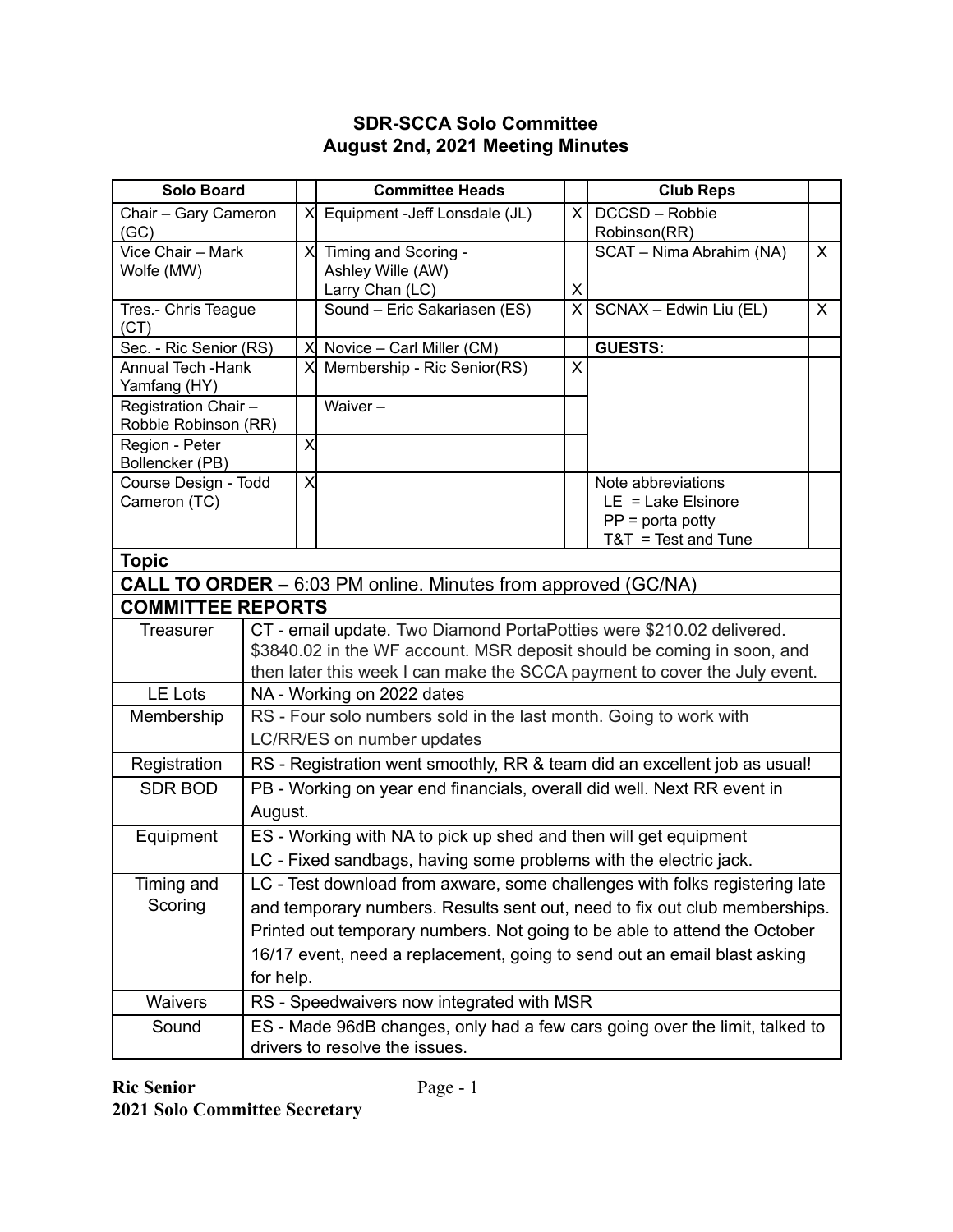**SDR-SCCA Solo Committee**
**August 2nd, 2021 Meeting Minutes**

| Solo Board | | Committee Heads | | Club Reps | |
|---|---|---|---|---|---|
| Chair – Gary Cameron (GC) | X | Equipment -Jeff Lonsdale (JL) | X | DCCSD – Robbie Robinson(RR) | |
| Vice Chair – Mark Wolfe (MW) | X | Timing and Scoring - Ashley Wille (AW) Larry Chan (LC) | X | SCAT – Nima Abrahim (NA) | X |
| Tres.- Chris Teague (CT) | | Sound – Eric Sakariasen (ES) | X | SCNAX – Edwin Liu (EL) | X |
| Sec. - Ric Senior (RS) | X | Novice – Carl Miller (CM) | | **GUESTS:** | |
| Annual Tech -Hank Yamfang (HY) | X | Membership - Ric Senior(RS) | X | | |
| Registration Chair – Robbie Robinson (RR) | | Waiver – | | | |
| Region - Peter Bollencker (PB) | X | | | | |
| Course Design - Todd Cameron (TC) | X | | | Note abbreviations LE = Lake Elsinore PP = porta potty T&T = Test and Tune | |

| **Topic** | |
|---|---|
| **CALL TO ORDER –** 6:03 PM online. Minutes from approved (GC/NA) | |
| **COMMITTEE REPORTS** | |
| Treasurer | CT - email update. Two Diamond PortaPotties were $210.02 delivered. $3840.02 in the WF account. MSR deposit should be coming in soon, and then later this week I can make the SCCA payment to cover the July event. |
| LE Lots | NA - Working on 2022 dates |
| Membership | RS - Four solo numbers sold in the last month. Going to work with LC/RR/ES on number updates |
| Registration | RS - Registration went smoothly, RR & team did an excellent job as usual! |
| SDR BOD | PB - Working on year end financials, overall did well. Next RR event in August. |
| Equipment | ES - Working with NA to pick up shed and then will get equipment<br>LC - Fixed sandbags, having some problems with the electric jack. |
| Timing and Scoring | LC - Test download from axware, some challenges with folks registering late and temporary numbers. Results sent out, need to fix out club memberships. Printed out temporary numbers. Not going to be able to attend the October 16/17 event, need a replacement, going to send out an email blast asking for help. |
| Waivers | RS - Speedwaivers now integrated with MSR |
| Sound | ES - Made 96dB changes, only had a few cars going over the limit, talked to drivers to resolve the issues. |

**Ric Senior**
**2021 Solo Committee Secretary**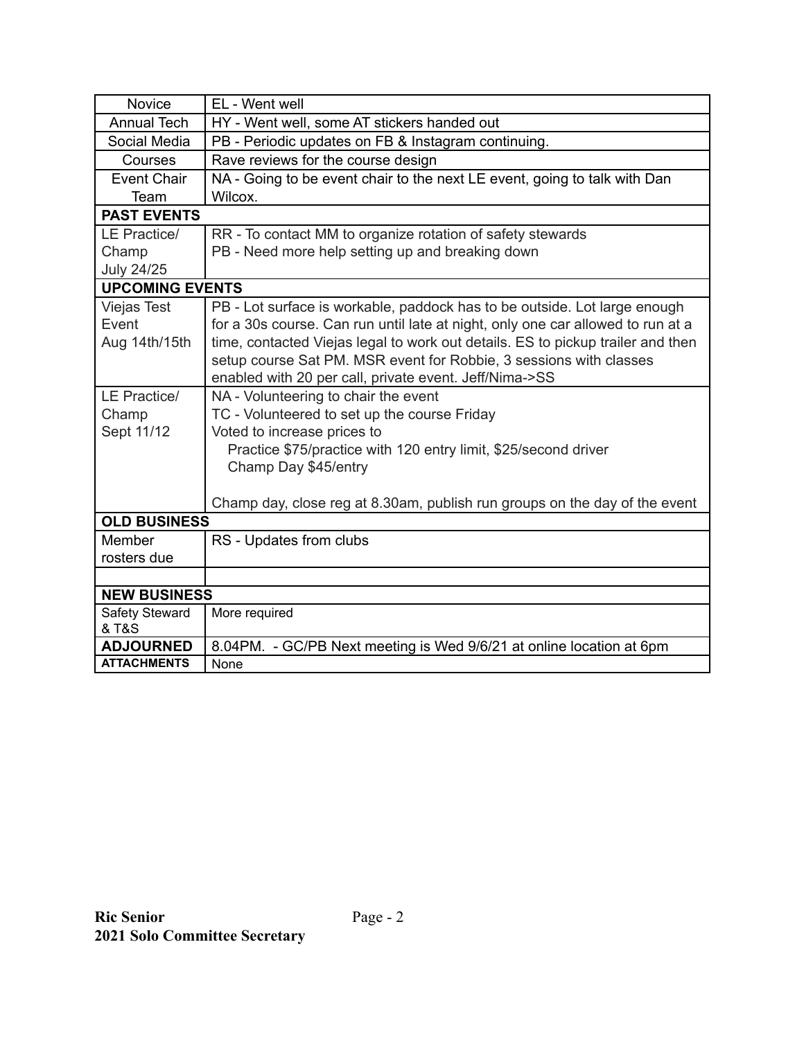| | |
|---|---|
| Novice | EL - Went well |
| Annual Tech | HY - Went well, some AT stickers handed out |
| Social Media | PB - Periodic updates on FB & Instagram continuing. |
| Courses | Rave reviews for the course design |
| Event Chair Team | NA - Going to be event chair to the next LE event, going to talk with Dan Wilcox. |
| **PAST EVENTS** | |
| LE Practice/ Champ July 24/25 | RR - To contact MM to organize rotation of safety stewards<br>PB - Need more help setting up and breaking down |
| **UPCOMING EVENTS** | |
| Viejas Test Event Aug 14th/15th | PB - Lot surface is workable, paddock has to be outside. Lot large enough for a 30s course. Can run until late at night, only one car allowed to run at a time, contacted Viejas legal to work out details. ES to pickup trailer and then setup course Sat PM. MSR event for Robbie, 3 sessions with classes enabled with 20 per call, private event. Jeff/Nima->SS |
| LE Practice/ Champ Sept 11/12 | NA - Volunteering to chair the event<br>TC - Volunteered to set up the course Friday<br>Voted to increase prices to<br>Practice $75/practice with 120 entry limit, $25/second driver<br>Champ Day $45/entry<br><br>Champ day, close reg at 8.30am, publish run groups on the day of the event |
| **OLD BUSINESS** | |
| Member rosters due | RS - Updates from clubs |
| | |
| **NEW BUSINESS** | |
| Safety Steward & T&S | More required |
| **ADJOURNED** | 8.04PM. - GC/PB Next meeting is Wed 9/6/21 at online location at 6pm |
| **ATTACHMENTS** | None |

**Ric Senior**
**2021 Solo Committee Secretary**